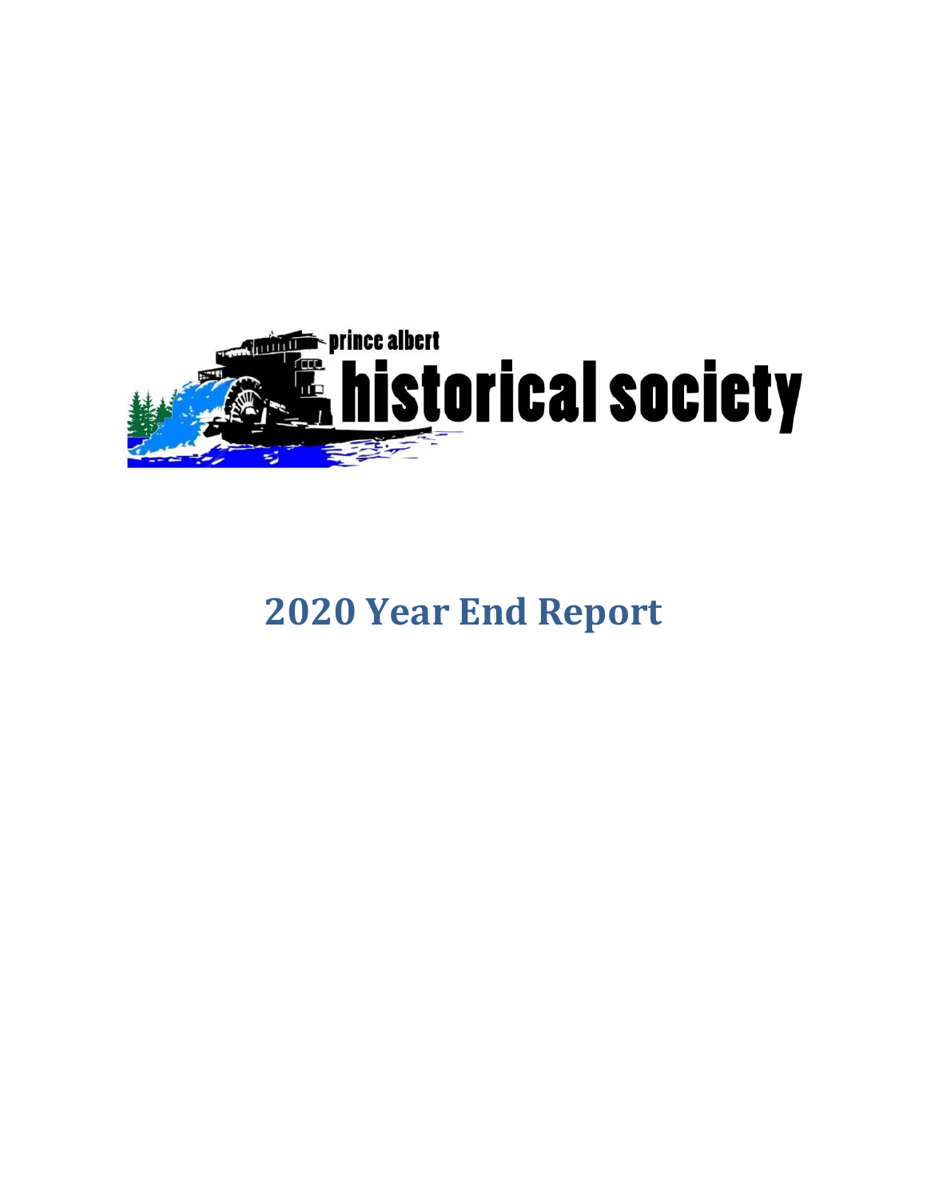prince albert

# historical society

## 2020 Year End Report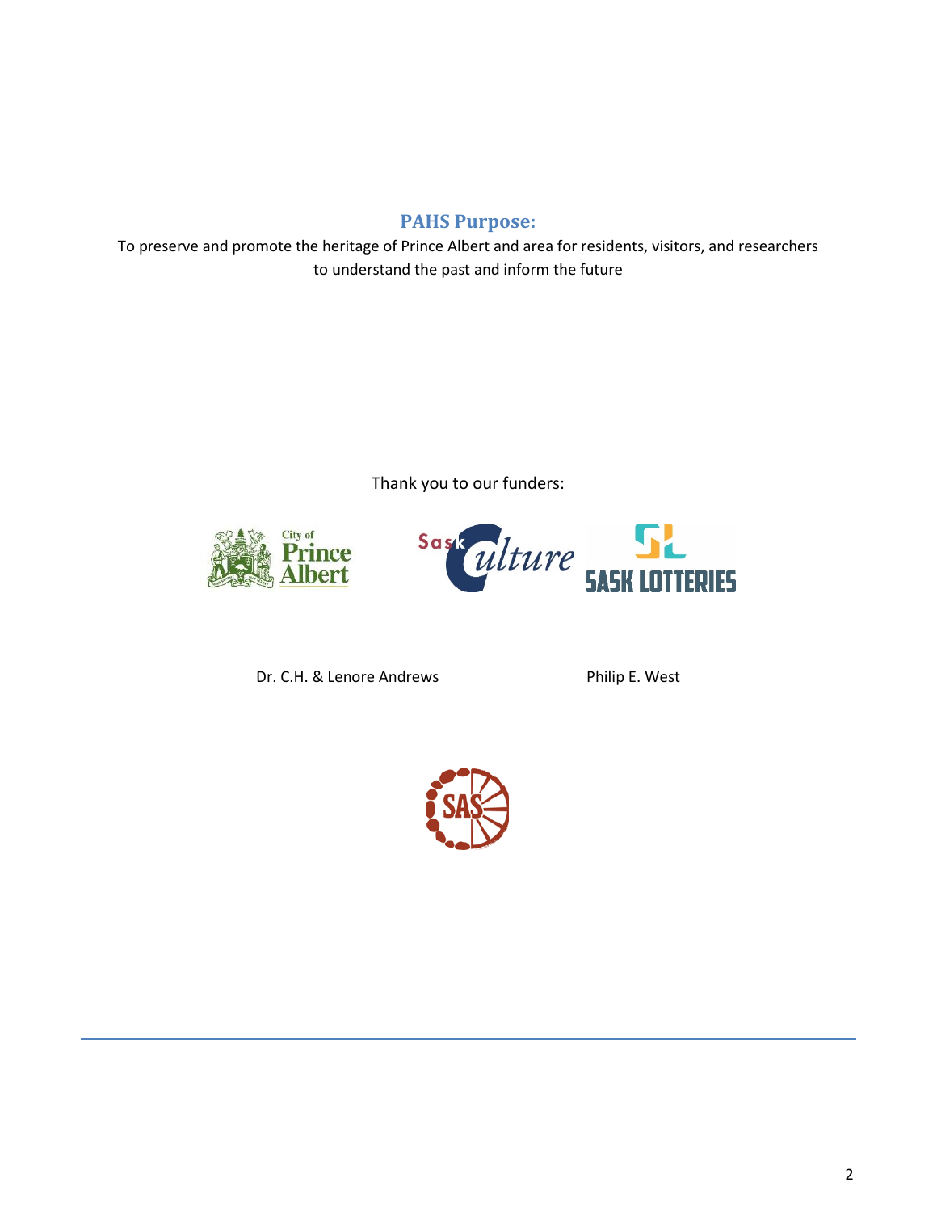## PAHS Purpose:

To preserve and promote the heritage of Prince Albert and area for residents, visitors, and researchers to understand the past and inform the future

Thank you to our funders:

Dr. C.H. & Lenore Andrews

Philip E. West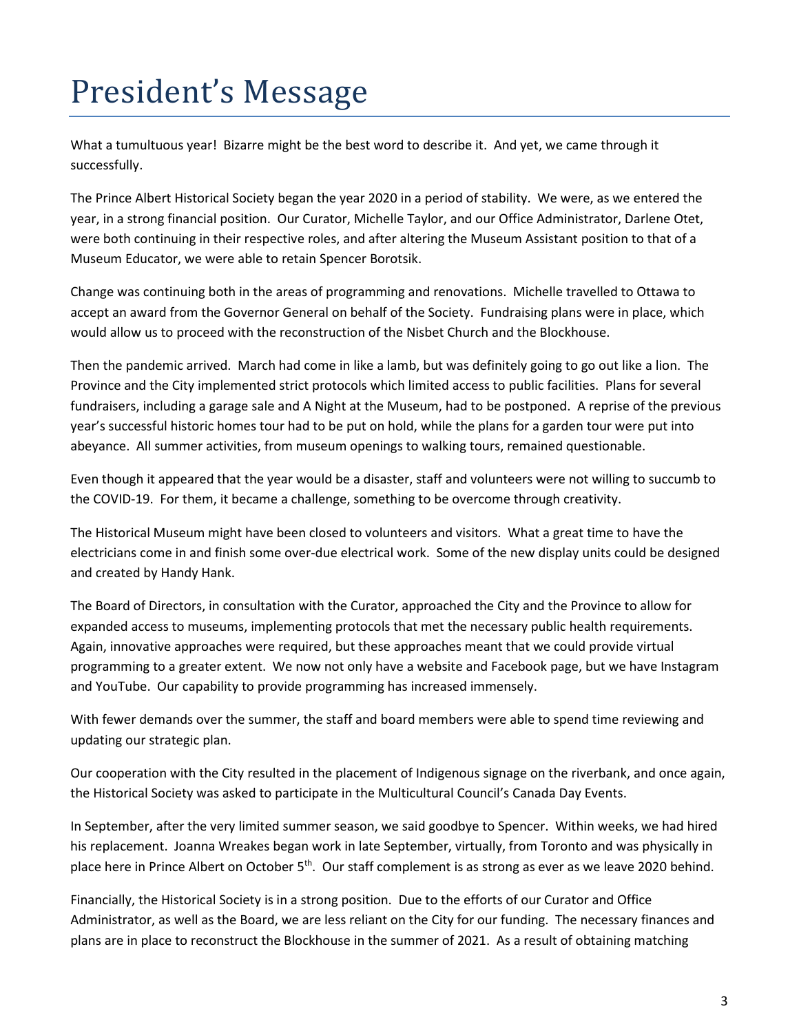# President's Message

What a tumultuous year! Bizarre might be the best word to describe it. And yet, we came through it successfully.

The Prince Albert Historical Society began the year 2020 in a period of stability. We were, as we entered the year, in a strong financial position. Our Curator, Michelle Taylor, and our Office Administrator, Darlene Otet, were both continuing in their respective roles, and after altering the Museum Assistant position to that of a Museum Educator, we were able to retain Spencer Borotsik.

Change was continuing both in the areas of programming and renovations. Michelle travelled to Ottawa to accept an award from the Governor General on behalf of the Society. Fundraising plans were in place, which would allow us to proceed with the reconstruction of the Nisbet Church and the Blockhouse.

Then the pandemic arrived. March had come in like a lamb, but was definitely going to go out like a lion. The Province and the City implemented strict protocols which limited access to public facilities. Plans for several fundraisers, including a garage sale and A Night at the Museum, had to be postponed. A reprise of the previous year's successful historic homes tour had to be put on hold, while the plans for a garden tour were put into abeyance. All summer activities, from museum openings to walking tours, remained questionable.

Even though it appeared that the year would be a disaster, staff and volunteers were not willing to succumb to the COVID-19. For them, it became a challenge, something to be overcome through creativity.

The Historical Museum might have been closed to volunteers and visitors. What a great time to have the electricians come in and finish some over-due electrical work. Some of the new display units could be designed and created by Handy Hank.

The Board of Directors, in consultation with the Curator, approached the City and the Province to allow for expanded access to museums, implementing protocols that met the necessary public health requirements. Again, innovative approaches were required, but these approaches meant that we could provide virtual programming to a greater extent. We now not only have a website and Facebook page, but we have Instagram and YouTube. Our capability to provide programming has increased immensely.

With fewer demands over the summer, the staff and board members were able to spend time reviewing and updating our strategic plan.

Our cooperation with the City resulted in the placement of Indigenous signage on the riverbank, and once again, the Historical Society was asked to participate in the Multicultural Council's Canada Day Events.

In September, after the very limited summer season, we said goodbye to Spencer. Within weeks, we had hired his replacement. Joanna Wreakes began work in late September, virtually, from Toronto and was physically in place here in Prince Albert on October 5th. Our staff complement is as strong as ever as we leave 2020 behind.

Financially, the Historical Society is in a strong position. Due to the efforts of our Curator and Office Administrator, as well as the Board, we are less reliant on the City for our funding. The necessary finances and plans are in place to reconstruct the Blockhouse in the summer of 2021. As a result of obtaining matching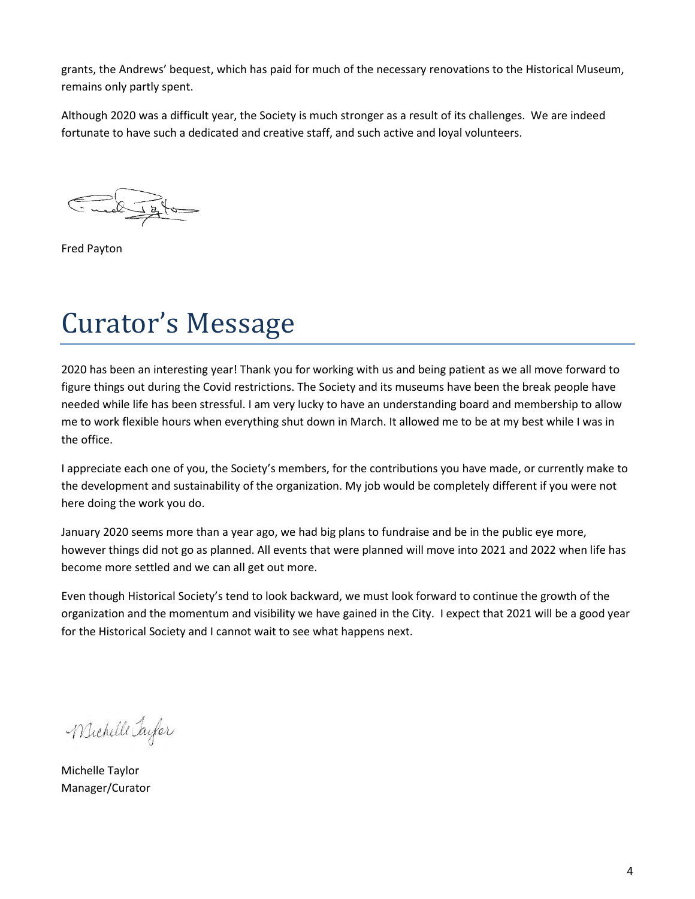grants, the Andrews' bequest, which has paid for much of the necessary renovations to the Historical Museum, remains only partly spent.

Although 2020 was a difficult year, the Society is much stronger as a result of its challenges. We are indeed fortunate to have such a dedicated and creative staff, and such active and loyal volunteers.

Fred Payton

# Curator's Message

2020 has been an interesting year! Thank you for working with us and being patient as we all move forward to figure things out during the Covid restrictions. The Society and its museums have been the break people have needed while life has been stressful. I am very lucky to have an understanding board and membership to allow me to work flexible hours when everything shut down in March. It allowed me to be at my best while I was in the office.

I appreciate each one of you, the Society's members, for the contributions you have made, or currently make to the development and sustainability of the organization. My job would be completely different if you were not here doing the work you do.

January 2020 seems more than a year ago, we had big plans to fundraise and be in the public eye more, however things did not go as planned. All events that were planned will move into 2021 and 2022 when life has become more settled and we can all get out more.

Even though Historical Society's tend to look backward, we must look forward to continue the growth of the organization and the momentum and visibility we have gained in the City. I expect that 2021 will be a good year for the Historical Society and I cannot wait to see what happens next.

Michelle Taylor
Manager/Curator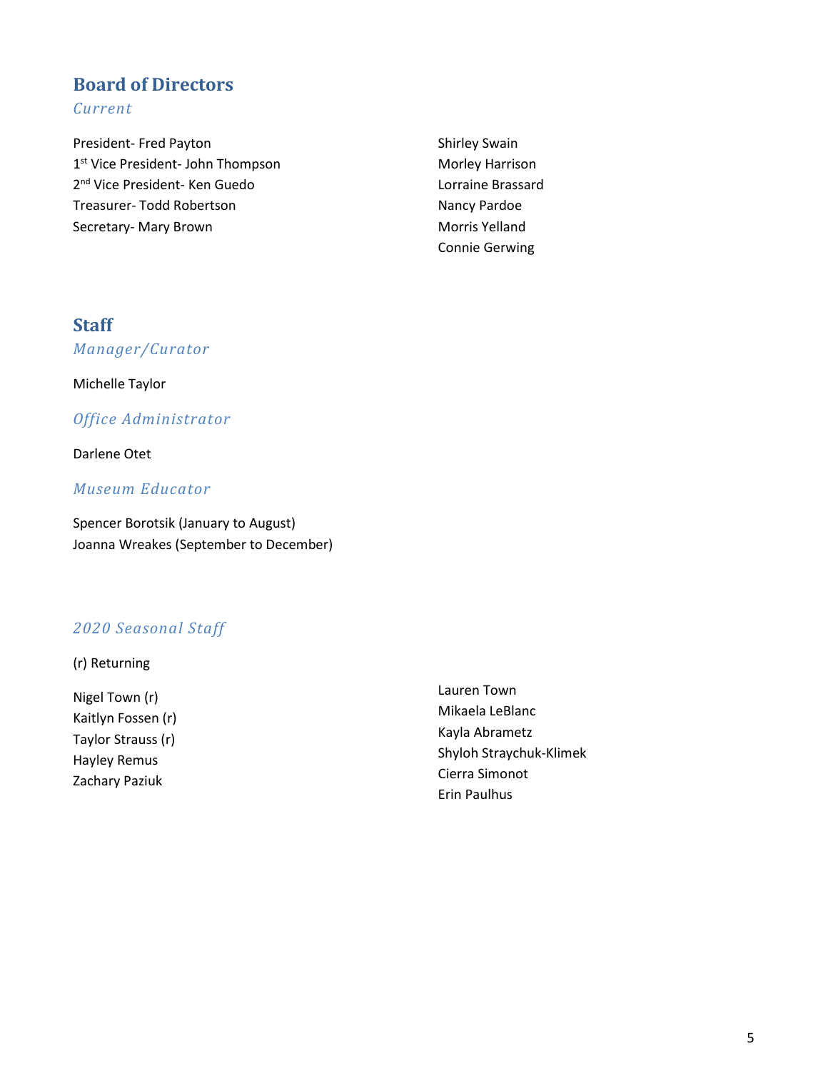## Board of Directors

### *Current*

President- Fred Payton
1st Vice President- John Thompson
2nd Vice President- Ken Guedo
Treasurer- Todd Robertson
Secretary- Mary Brown

Shirley Swain
Morley Harrison
Lorraine Brassard
Nancy Pardoe
Morris Yelland
Connie Gerwing

## Staff

### *Manager/Curator*

Michelle Taylor

### *Office Administrator*

Darlene Otet

### *Museum Educator*

Spencer Borotsik (January to August)
Joanna Wreakes (September to December)

### *2020 Seasonal Staff*

(r) Returning

Nigel Town (r)
Kaitlyn Fossen (r)
Taylor Strauss (r)
Hayley Remus
Zachary Paziuk

Lauren Town
Mikaela LeBlanc
Kayla Abrametz
Shyloh Straychuk-Klimek
Cierra Simonot
Erin Paulhus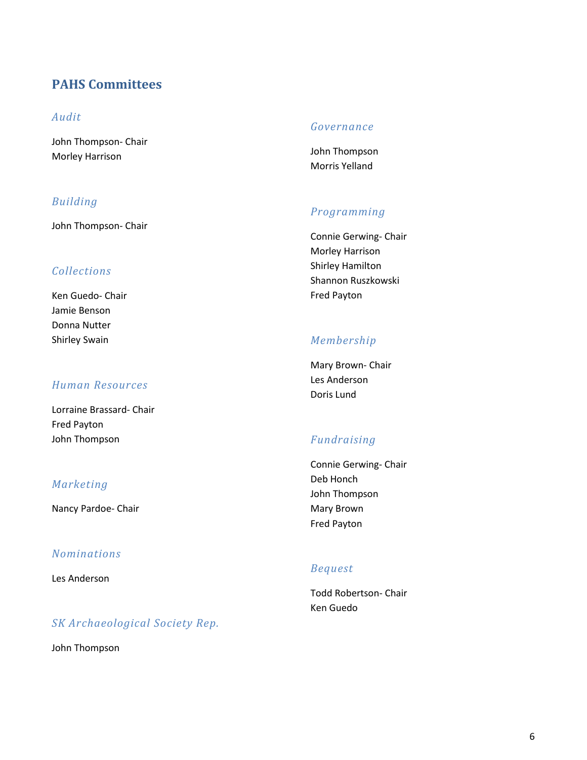## PAHS Committees

### *Audit*

John Thompson- Chair
Morley Harrison

### *Building*

John Thompson- Chair

### *Collections*

Ken Guedo- Chair
Jamie Benson
Donna Nutter
Shirley Swain

### *Human Resources*

Lorraine Brassard- Chair
Fred Payton
John Thompson

### *Marketing*

Nancy Pardoe- Chair

### *Nominations*

Les Anderson

### *SK Archaeological Society Rep.*

John Thompson

### *Governance*

John Thompson
Morris Yelland

### *Programming*

Connie Gerwing- Chair
Morley Harrison
Shirley Hamilton
Shannon Ruszkowski
Fred Payton

### *Membership*

Mary Brown- Chair
Les Anderson
Doris Lund

### *Fundraising*

Connie Gerwing- Chair
Deb Honch
John Thompson
Mary Brown
Fred Payton

### *Bequest*

Todd Robertson- Chair
Ken Guedo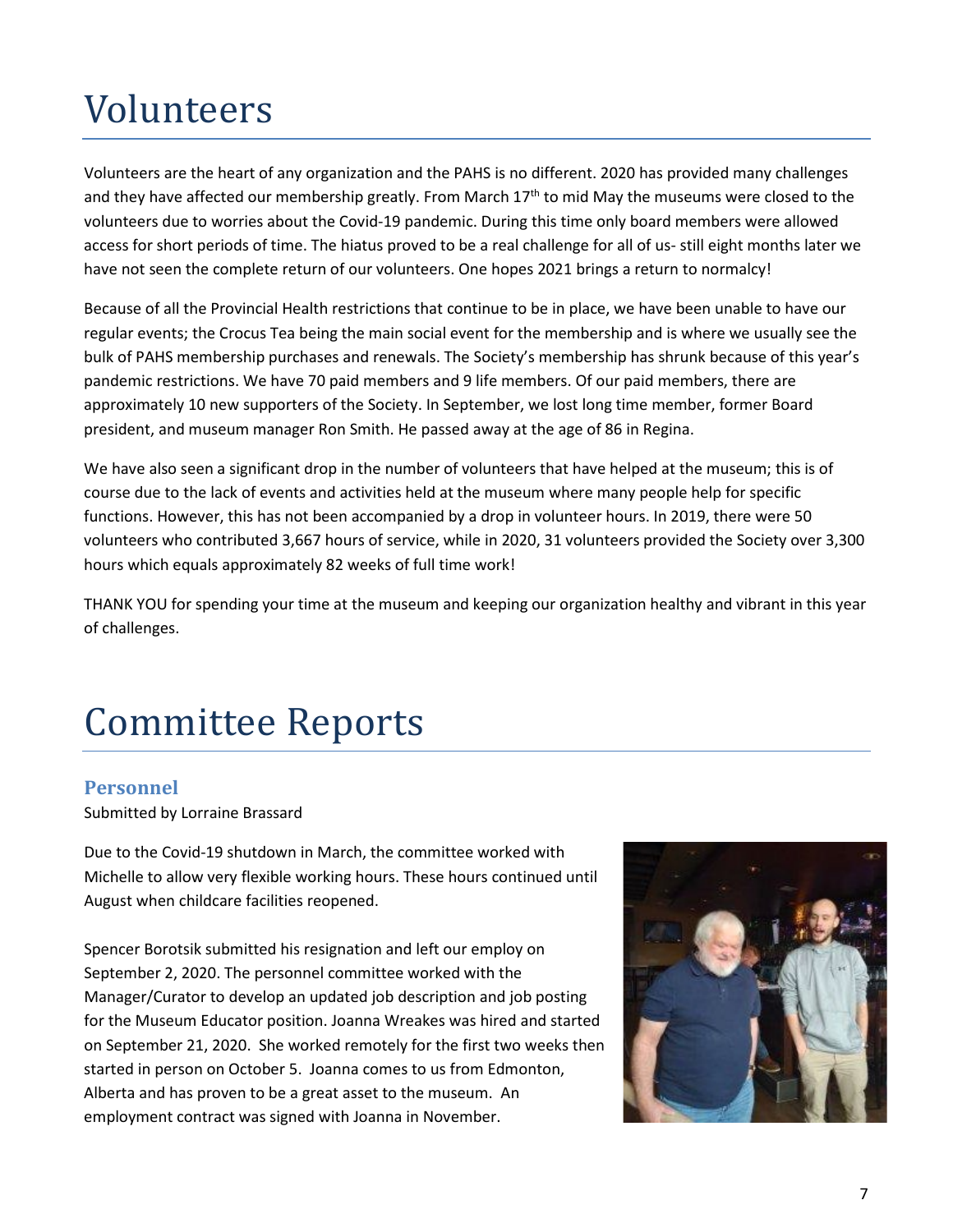# Volunteers

Volunteers are the heart of any organization and the PAHS is no different. 2020 has provided many challenges and they have affected our membership greatly. From March 17th to mid May the museums were closed to the volunteers due to worries about the Covid-19 pandemic. During this time only board members were allowed access for short periods of time. The hiatus proved to be a real challenge for all of us- still eight months later we have not seen the complete return of our volunteers. One hopes 2021 brings a return to normalcy!

Because of all the Provincial Health restrictions that continue to be in place, we have been unable to have our regular events; the Crocus Tea being the main social event for the membership and is where we usually see the bulk of PAHS membership purchases and renewals. The Society's membership has shrunk because of this year's pandemic restrictions. We have 70 paid members and 9 life members. Of our paid members, there are approximately 10 new supporters of the Society. In September, we lost long time member, former Board president, and museum manager Ron Smith. He passed away at the age of 86 in Regina.

We have also seen a significant drop in the number of volunteers that have helped at the museum; this is of course due to the lack of events and activities held at the museum where many people help for specific functions. However, this has not been accompanied by a drop in volunteer hours. In 2019, there were 50 volunteers who contributed 3,667 hours of service, while in 2020, 31 volunteers provided the Society over 3,300 hours which equals approximately 82 weeks of full time work!

THANK YOU for spending your time at the museum and keeping our organization healthy and vibrant in this year of challenges.

# Committee Reports

## Personnel

Submitted by Lorraine Brassard

Due to the Covid-19 shutdown in March, the committee worked with Michelle to allow very flexible working hours. These hours continued until August when childcare facilities reopened.

Spencer Borotsik submitted his resignation and left our employ on September 2, 2020. The personnel committee worked with the Manager/Curator to develop an updated job description and job posting for the Museum Educator position. Joanna Wreakes was hired and started on September 21, 2020. She worked remotely for the first two weeks then started in person on October 5. Joanna comes to us from Edmonton, Alberta and has proven to be a great asset to the museum. An employment contract was signed with Joanna in November.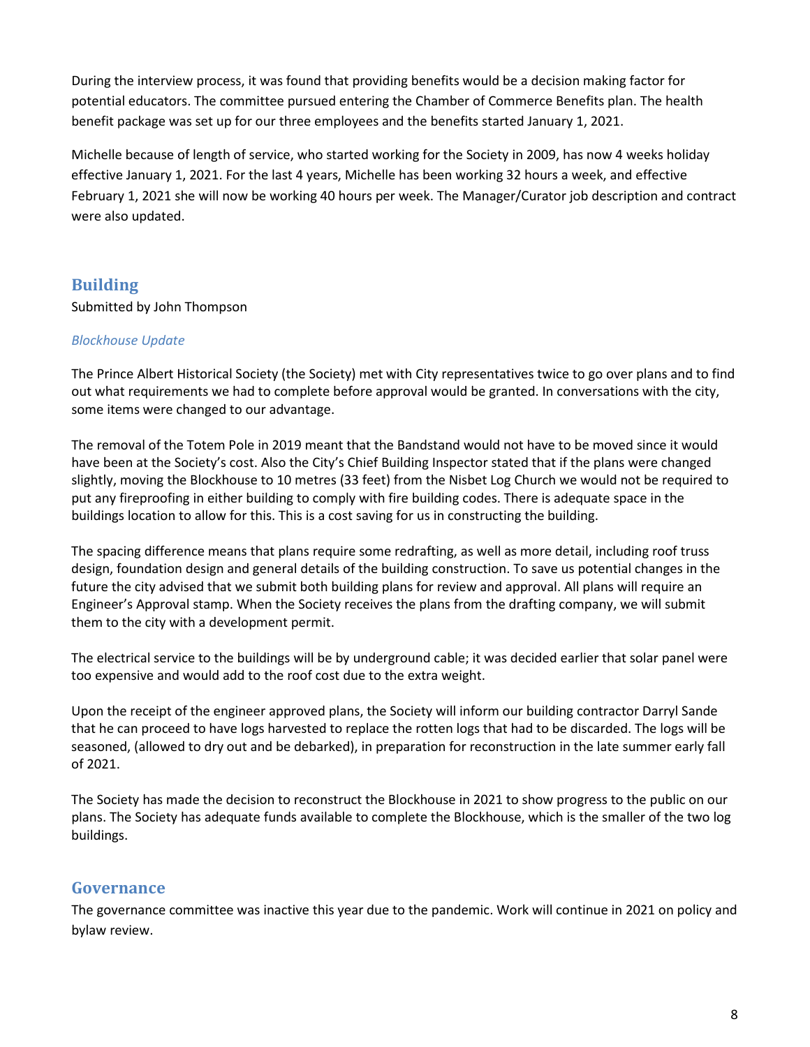During the interview process, it was found that providing benefits would be a decision making factor for potential educators. The committee pursued entering the Chamber of Commerce Benefits plan. The health benefit package was set up for our three employees and the benefits started January 1, 2021.

Michelle because of length of service, who started working for the Society in 2009, has now 4 weeks holiday effective January 1, 2021. For the last 4 years, Michelle has been working 32 hours a week, and effective February 1, 2021 she will now be working 40 hours per week. The Manager/Curator job description and contract were also updated.

## Building

Submitted by John Thompson

### *Blockhouse Update*

The Prince Albert Historical Society (the Society) met with City representatives twice to go over plans and to find out what requirements we had to complete before approval would be granted. In conversations with the city, some items were changed to our advantage.

The removal of the Totem Pole in 2019 meant that the Bandstand would not have to be moved since it would have been at the Society's cost. Also the City's Chief Building Inspector stated that if the plans were changed slightly, moving the Blockhouse to 10 metres (33 feet) from the Nisbet Log Church we would not be required to put any fireproofing in either building to comply with fire building codes. There is adequate space in the buildings location to allow for this. This is a cost saving for us in constructing the building.

The spacing difference means that plans require some redrafting, as well as more detail, including roof truss design, foundation design and general details of the building construction. To save us potential changes in the future the city advised that we submit both building plans for review and approval. All plans will require an Engineer's Approval stamp. When the Society receives the plans from the drafting company, we will submit them to the city with a development permit.

The electrical service to the buildings will be by underground cable; it was decided earlier that solar panel were too expensive and would add to the roof cost due to the extra weight.

Upon the receipt of the engineer approved plans, the Society will inform our building contractor Darryl Sande that he can proceed to have logs harvested to replace the rotten logs that had to be discarded. The logs will be seasoned, (allowed to dry out and be debarked), in preparation for reconstruction in the late summer early fall of 2021.

The Society has made the decision to reconstruct the Blockhouse in 2021 to show progress to the public on our plans. The Society has adequate funds available to complete the Blockhouse, which is the smaller of the two log buildings.

## Governance

The governance committee was inactive this year due to the pandemic. Work will continue in 2021 on policy and bylaw review.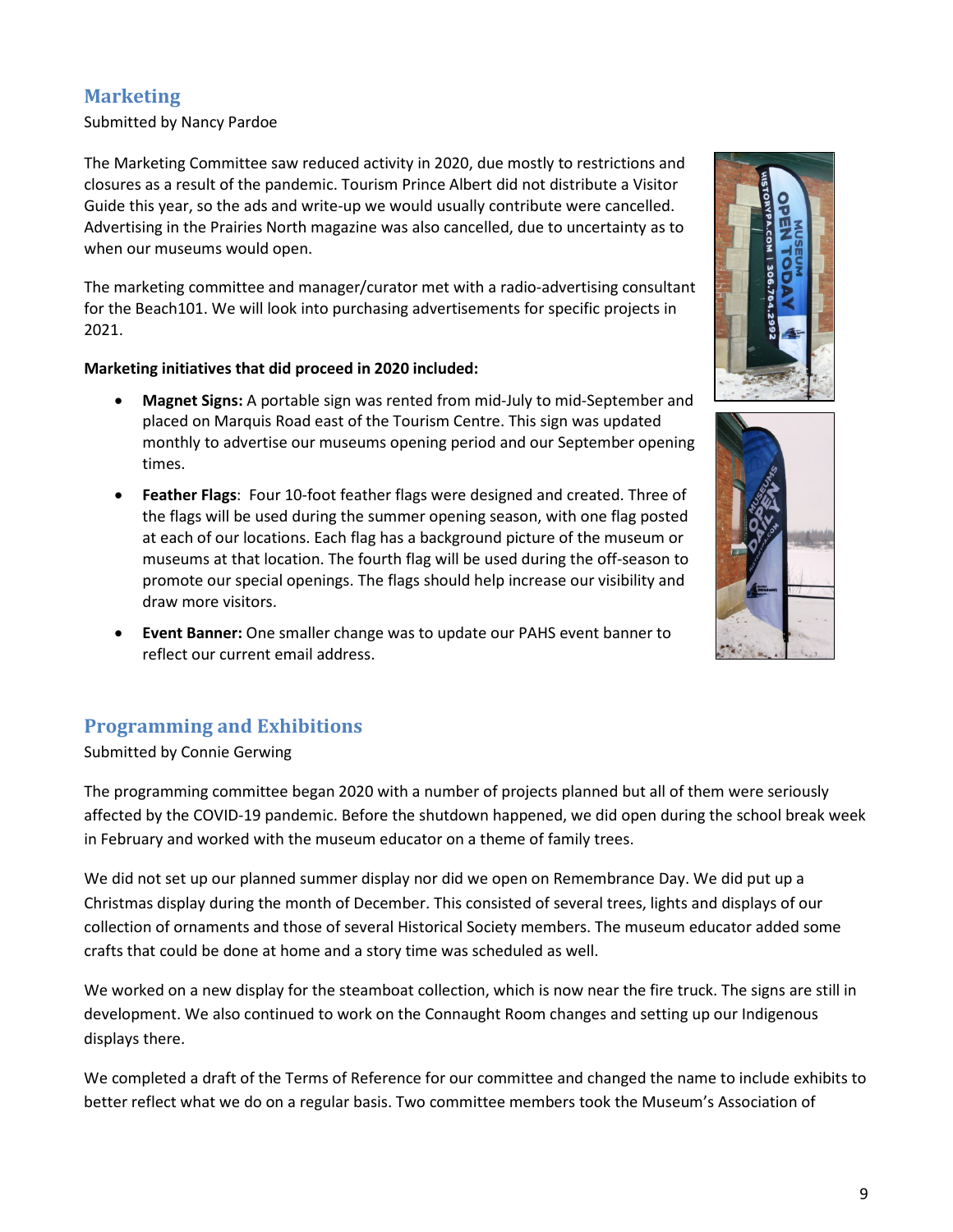## Marketing

Submitted by Nancy Pardoe

The Marketing Committee saw reduced activity in 2020, due mostly to restrictions and closures as a result of the pandemic. Tourism Prince Albert did not distribute a Visitor Guide this year, so the ads and write-up we would usually contribute were cancelled. Advertising in the Prairies North magazine was also cancelled, due to uncertainty as to when our museums would open.

The marketing committee and manager/curator met with a radio-advertising consultant for the Beach101. We will look into purchasing advertisements for specific projects in 2021.

**Marketing initiatives that did proceed in 2020 included:**

- **Magnet Signs:** A portable sign was rented from mid-July to mid-September and placed on Marquis Road east of the Tourism Centre. This sign was updated monthly to advertise our museums opening period and our September opening times.
- **Feather Flags**: Four 10-foot feather flags were designed and created. Three of the flags will be used during the summer opening season, with one flag posted at each of our locations. Each flag has a background picture of the museum or museums at that location. The fourth flag will be used during the off-season to promote our special openings. The flags should help increase our visibility and draw more visitors.
- **Event Banner:** One smaller change was to update our PAHS event banner to reflect our current email address.

## Programming and Exhibitions

Submitted by Connie Gerwing

The programming committee began 2020 with a number of projects planned but all of them were seriously affected by the COVID-19 pandemic. Before the shutdown happened, we did open during the school break week in February and worked with the museum educator on a theme of family trees.

We did not set up our planned summer display nor did we open on Remembrance Day. We did put up a Christmas display during the month of December. This consisted of several trees, lights and displays of our collection of ornaments and those of several Historical Society members. The museum educator added some crafts that could be done at home and a story time was scheduled as well.

We worked on a new display for the steamboat collection, which is now near the fire truck. The signs are still in development. We also continued to work on the Connaught Room changes and setting up our Indigenous displays there.

We completed a draft of the Terms of Reference for our committee and changed the name to include exhibits to better reflect what we do on a regular basis. Two committee members took the Museum's Association of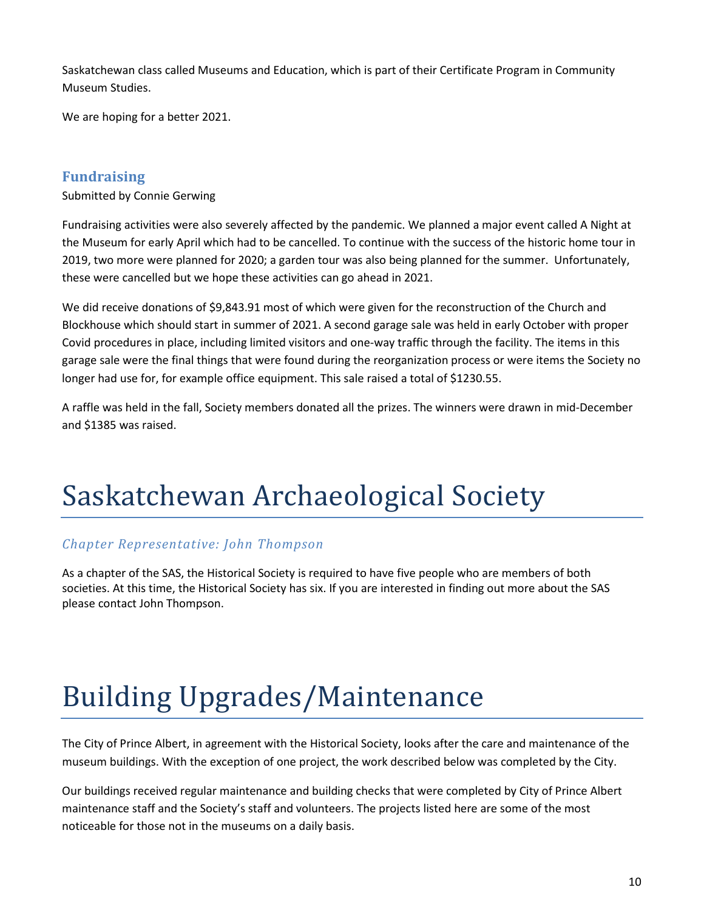Saskatchewan class called Museums and Education, which is part of their Certificate Program in Community Museum Studies.

We are hoping for a better 2021.

### Fundraising

Submitted by Connie Gerwing

Fundraising activities were also severely affected by the pandemic. We planned a major event called A Night at the Museum for early April which had to be cancelled. To continue with the success of the historic home tour in 2019, two more were planned for 2020; a garden tour was also being planned for the summer. Unfortunately, these were cancelled but we hope these activities can go ahead in 2021.

We did receive donations of $9,843.91 most of which were given for the reconstruction of the Church and Blockhouse which should start in summer of 2021. A second garage sale was held in early October with proper Covid procedures in place, including limited visitors and one-way traffic through the facility. The items in this garage sale were the final things that were found during the reorganization process or were items the Society no longer had use for, for example office equipment. This sale raised a total of $1230.55.

A raffle was held in the fall, Society members donated all the prizes. The winners were drawn in mid-December and $1385 was raised.

# Saskatchewan Archaeological Society

*Chapter Representative: John Thompson*

As a chapter of the SAS, the Historical Society is required to have five people who are members of both societies. At this time, the Historical Society has six. If you are interested in finding out more about the SAS please contact John Thompson.

# Building Upgrades/Maintenance

The City of Prince Albert, in agreement with the Historical Society, looks after the care and maintenance of the museum buildings. With the exception of one project, the work described below was completed by the City.

Our buildings received regular maintenance and building checks that were completed by City of Prince Albert maintenance staff and the Society's staff and volunteers. The projects listed here are some of the most noticeable for those not in the museums on a daily basis.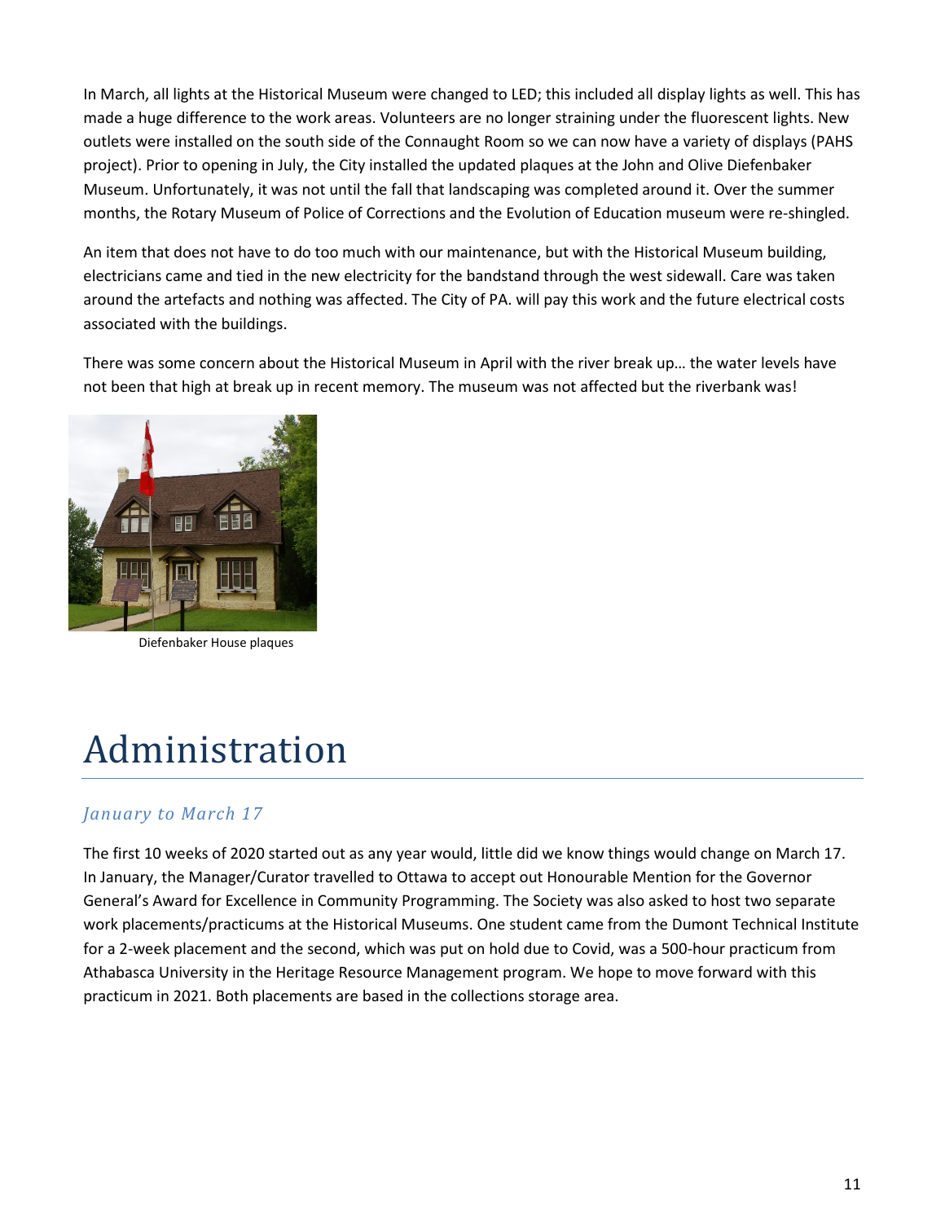In March, all lights at the Historical Museum were changed to LED; this included all display lights as well. This has made a huge difference to the work areas. Volunteers are no longer straining under the fluorescent lights. New outlets were installed on the south side of the Connaught Room so we can now have a variety of displays (PAHS project). Prior to opening in July, the City installed the updated plaques at the John and Olive Diefenbaker Museum. Unfortunately, it was not until the fall that landscaping was completed around it. Over the summer months, the Rotary Museum of Police of Corrections and the Evolution of Education museum were re-shingled.

An item that does not have to do too much with our maintenance, but with the Historical Museum building, electricians came and tied in the new electricity for the bandstand through the west sidewall. Care was taken around the artefacts and nothing was affected. The City of PA. will pay this work and the future electrical costs associated with the buildings.

There was some concern about the Historical Museum in April with the river break up… the water levels have not been that high at break up in recent memory. The museum was not affected but the riverbank was!

Diefenbaker House plaques

# Administration

### *January to March 17*

The first 10 weeks of 2020 started out as any year would, little did we know things would change on March 17. In January, the Manager/Curator travelled to Ottawa to accept out Honourable Mention for the Governor General's Award for Excellence in Community Programming. The Society was also asked to host two separate work placements/practicums at the Historical Museums. One student came from the Dumont Technical Institute for a 2-week placement and the second, which was put on hold due to Covid, was a 500-hour practicum from Athabasca University in the Heritage Resource Management program. We hope to move forward with this practicum in 2021. Both placements are based in the collections storage area.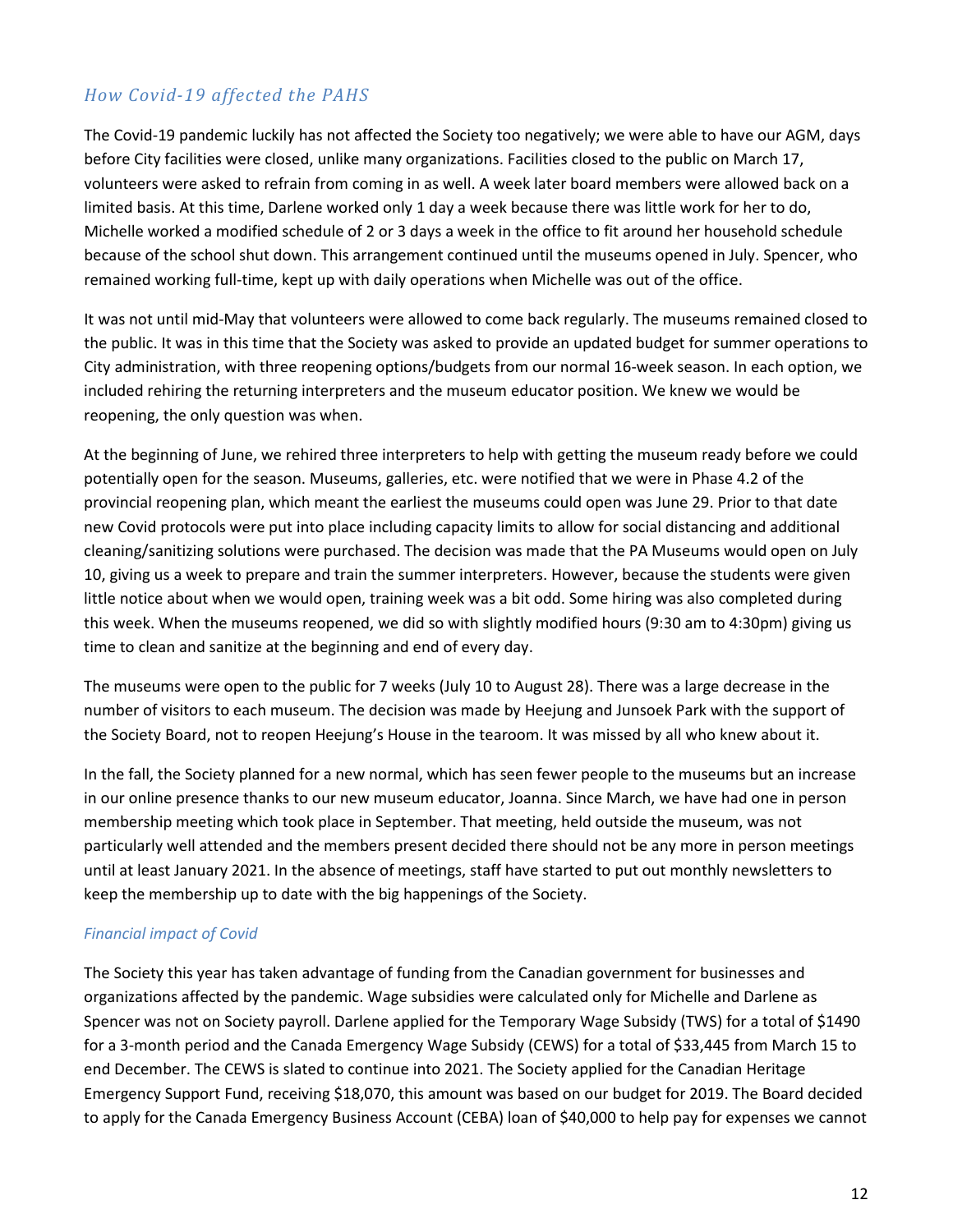## *How Covid-19 affected the PAHS*

The Covid-19 pandemic luckily has not affected the Society too negatively; we were able to have our AGM, days before City facilities were closed, unlike many organizations. Facilities closed to the public on March 17, volunteers were asked to refrain from coming in as well. A week later board members were allowed back on a limited basis. At this time, Darlene worked only 1 day a week because there was little work for her to do, Michelle worked a modified schedule of 2 or 3 days a week in the office to fit around her household schedule because of the school shut down. This arrangement continued until the museums opened in July. Spencer, who remained working full-time, kept up with daily operations when Michelle was out of the office.

It was not until mid-May that volunteers were allowed to come back regularly. The museums remained closed to the public. It was in this time that the Society was asked to provide an updated budget for summer operations to City administration, with three reopening options/budgets from our normal 16-week season. In each option, we included rehiring the returning interpreters and the museum educator position. We knew we would be reopening, the only question was when.

At the beginning of June, we rehired three interpreters to help with getting the museum ready before we could potentially open for the season. Museums, galleries, etc. were notified that we were in Phase 4.2 of the provincial reopening plan, which meant the earliest the museums could open was June 29. Prior to that date new Covid protocols were put into place including capacity limits to allow for social distancing and additional cleaning/sanitizing solutions were purchased. The decision was made that the PA Museums would open on July 10, giving us a week to prepare and train the summer interpreters. However, because the students were given little notice about when we would open, training week was a bit odd. Some hiring was also completed during this week. When the museums reopened, we did so with slightly modified hours (9:30 am to 4:30pm) giving us time to clean and sanitize at the beginning and end of every day.

The museums were open to the public for 7 weeks (July 10 to August 28). There was a large decrease in the number of visitors to each museum. The decision was made by Heejung and Junsoek Park with the support of the Society Board, not to reopen Heejung's House in the tearoom. It was missed by all who knew about it.

In the fall, the Society planned for a new normal, which has seen fewer people to the museums but an increase in our online presence thanks to our new museum educator, Joanna. Since March, we have had one in person membership meeting which took place in September. That meeting, held outside the museum, was not particularly well attended and the members present decided there should not be any more in person meetings until at least January 2021. In the absence of meetings, staff have started to put out monthly newsletters to keep the membership up to date with the big happenings of the Society.

### *Financial impact of Covid*

The Society this year has taken advantage of funding from the Canadian government for businesses and organizations affected by the pandemic. Wage subsidies were calculated only for Michelle and Darlene as Spencer was not on Society payroll. Darlene applied for the Temporary Wage Subsidy (TWS) for a total of $1490 for a 3-month period and the Canada Emergency Wage Subsidy (CEWS) for a total of $33,445 from March 15 to end December. The CEWS is slated to continue into 2021. The Society applied for the Canadian Heritage Emergency Support Fund, receiving $18,070, this amount was based on our budget for 2019. The Board decided to apply for the Canada Emergency Business Account (CEBA) loan of $40,000 to help pay for expenses we cannot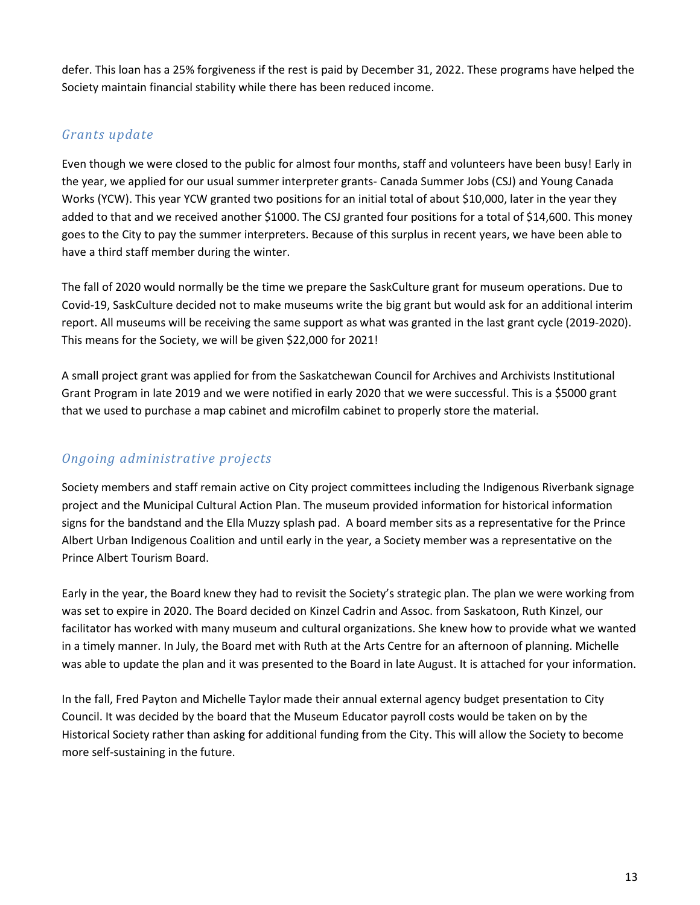defer. This loan has a 25% forgiveness if the rest is paid by December 31, 2022. These programs have helped the Society maintain financial stability while there has been reduced income.

## *Grants update*

Even though we were closed to the public for almost four months, staff and volunteers have been busy! Early in the year, we applied for our usual summer interpreter grants- Canada Summer Jobs (CSJ) and Young Canada Works (YCW). This year YCW granted two positions for an initial total of about $10,000, later in the year they added to that and we received another $1000. The CSJ granted four positions for a total of $14,600. This money goes to the City to pay the summer interpreters. Because of this surplus in recent years, we have been able to have a third staff member during the winter.

The fall of 2020 would normally be the time we prepare the SaskCulture grant for museum operations. Due to Covid-19, SaskCulture decided not to make museums write the big grant but would ask for an additional interim report. All museums will be receiving the same support as what was granted in the last grant cycle (2019-2020). This means for the Society, we will be given $22,000 for 2021!

A small project grant was applied for from the Saskatchewan Council for Archives and Archivists Institutional Grant Program in late 2019 and we were notified in early 2020 that we were successful. This is a $5000 grant that we used to purchase a map cabinet and microfilm cabinet to properly store the material.

## *Ongoing administrative projects*

Society members and staff remain active on City project committees including the Indigenous Riverbank signage project and the Municipal Cultural Action Plan. The museum provided information for historical information signs for the bandstand and the Ella Muzzy splash pad. A board member sits as a representative for the Prince Albert Urban Indigenous Coalition and until early in the year, a Society member was a representative on the Prince Albert Tourism Board.

Early in the year, the Board knew they had to revisit the Society's strategic plan. The plan we were working from was set to expire in 2020. The Board decided on Kinzel Cadrin and Assoc. from Saskatoon, Ruth Kinzel, our facilitator has worked with many museum and cultural organizations. She knew how to provide what we wanted in a timely manner. In July, the Board met with Ruth at the Arts Centre for an afternoon of planning. Michelle was able to update the plan and it was presented to the Board in late August. It is attached for your information.

In the fall, Fred Payton and Michelle Taylor made their annual external agency budget presentation to City Council. It was decided by the board that the Museum Educator payroll costs would be taken on by the Historical Society rather than asking for additional funding from the City. This will allow the Society to become more self-sustaining in the future.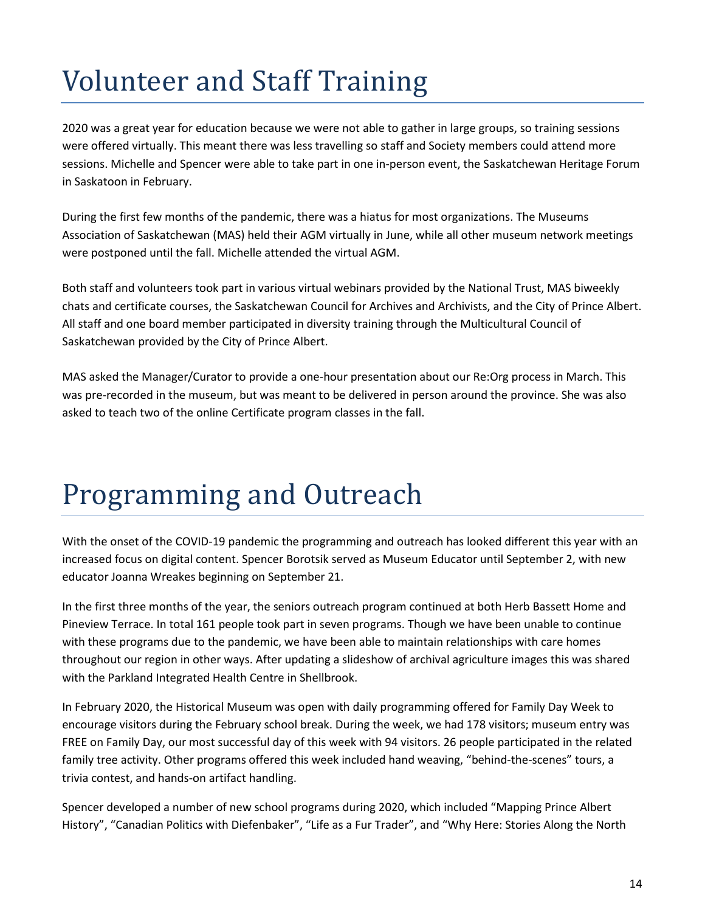# Volunteer and Staff Training

2020 was a great year for education because we were not able to gather in large groups, so training sessions were offered virtually. This meant there was less travelling so staff and Society members could attend more sessions. Michelle and Spencer were able to take part in one in-person event, the Saskatchewan Heritage Forum in Saskatoon in February.

During the first few months of the pandemic, there was a hiatus for most organizations. The Museums Association of Saskatchewan (MAS) held their AGM virtually in June, while all other museum network meetings were postponed until the fall. Michelle attended the virtual AGM.

Both staff and volunteers took part in various virtual webinars provided by the National Trust, MAS biweekly chats and certificate courses, the Saskatchewan Council for Archives and Archivists, and the City of Prince Albert. All staff and one board member participated in diversity training through the Multicultural Council of Saskatchewan provided by the City of Prince Albert.

MAS asked the Manager/Curator to provide a one-hour presentation about our Re:Org process in March. This was pre-recorded in the museum, but was meant to be delivered in person around the province. She was also asked to teach two of the online Certificate program classes in the fall.

# Programming and Outreach

With the onset of the COVID-19 pandemic the programming and outreach has looked different this year with an increased focus on digital content. Spencer Borotsik served as Museum Educator until September 2, with new educator Joanna Wreakes beginning on September 21.

In the first three months of the year, the seniors outreach program continued at both Herb Bassett Home and Pineview Terrace. In total 161 people took part in seven programs. Though we have been unable to continue with these programs due to the pandemic, we have been able to maintain relationships with care homes throughout our region in other ways. After updating a slideshow of archival agriculture images this was shared with the Parkland Integrated Health Centre in Shellbrook.

In February 2020, the Historical Museum was open with daily programming offered for Family Day Week to encourage visitors during the February school break. During the week, we had 178 visitors; museum entry was FREE on Family Day, our most successful day of this week with 94 visitors. 26 people participated in the related family tree activity. Other programs offered this week included hand weaving, "behind-the-scenes" tours, a trivia contest, and hands-on artifact handling.

Spencer developed a number of new school programs during 2020, which included "Mapping Prince Albert History", "Canadian Politics with Diefenbaker", "Life as a Fur Trader", and "Why Here: Stories Along the North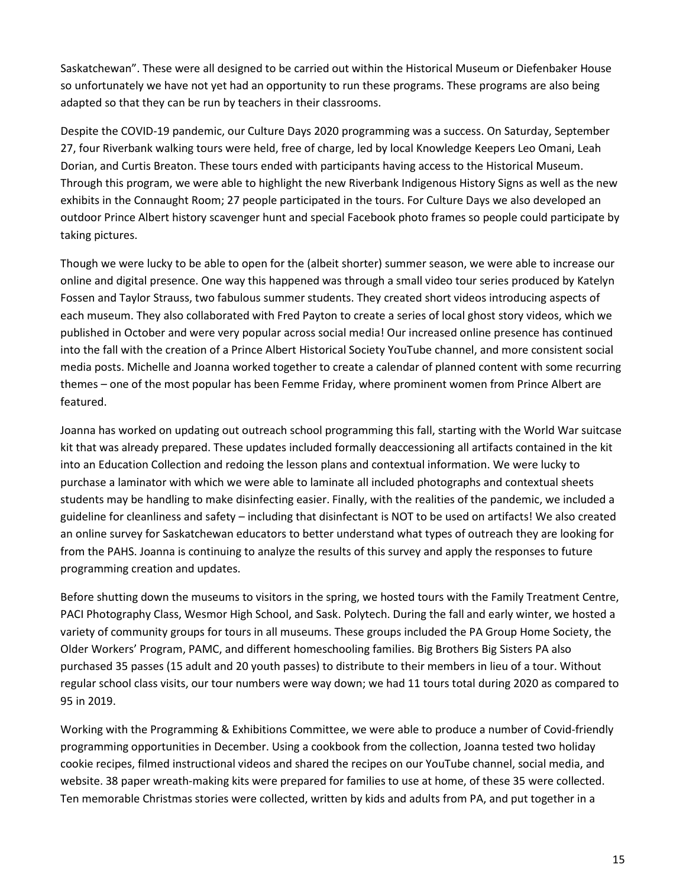Saskatchewan". These were all designed to be carried out within the Historical Museum or Diefenbaker House so unfortunately we have not yet had an opportunity to run these programs. These programs are also being adapted so that they can be run by teachers in their classrooms.

Despite the COVID-19 pandemic, our Culture Days 2020 programming was a success. On Saturday, September 27, four Riverbank walking tours were held, free of charge, led by local Knowledge Keepers Leo Omani, Leah Dorian, and Curtis Breaton. These tours ended with participants having access to the Historical Museum. Through this program, we were able to highlight the new Riverbank Indigenous History Signs as well as the new exhibits in the Connaught Room; 27 people participated in the tours. For Culture Days we also developed an outdoor Prince Albert history scavenger hunt and special Facebook photo frames so people could participate by taking pictures.

Though we were lucky to be able to open for the (albeit shorter) summer season, we were able to increase our online and digital presence. One way this happened was through a small video tour series produced by Katelyn Fossen and Taylor Strauss, two fabulous summer students. They created short videos introducing aspects of each museum. They also collaborated with Fred Payton to create a series of local ghost story videos, which we published in October and were very popular across social media! Our increased online presence has continued into the fall with the creation of a Prince Albert Historical Society YouTube channel, and more consistent social media posts. Michelle and Joanna worked together to create a calendar of planned content with some recurring themes – one of the most popular has been Femme Friday, where prominent women from Prince Albert are featured.

Joanna has worked on updating out outreach school programming this fall, starting with the World War suitcase kit that was already prepared. These updates included formally deaccessioning all artifacts contained in the kit into an Education Collection and redoing the lesson plans and contextual information. We were lucky to purchase a laminator with which we were able to laminate all included photographs and contextual sheets students may be handling to make disinfecting easier. Finally, with the realities of the pandemic, we included a guideline for cleanliness and safety – including that disinfectant is NOT to be used on artifacts! We also created an online survey for Saskatchewan educators to better understand what types of outreach they are looking for from the PAHS. Joanna is continuing to analyze the results of this survey and apply the responses to future programming creation and updates.

Before shutting down the museums to visitors in the spring, we hosted tours with the Family Treatment Centre, PACI Photography Class, Wesmor High School, and Sask. Polytech. During the fall and early winter, we hosted a variety of community groups for tours in all museums. These groups included the PA Group Home Society, the Older Workers' Program, PAMC, and different homeschooling families. Big Brothers Big Sisters PA also purchased 35 passes (15 adult and 20 youth passes) to distribute to their members in lieu of a tour. Without regular school class visits, our tour numbers were way down; we had 11 tours total during 2020 as compared to 95 in 2019.

Working with the Programming & Exhibitions Committee, we were able to produce a number of Covid-friendly programming opportunities in December. Using a cookbook from the collection, Joanna tested two holiday cookie recipes, filmed instructional videos and shared the recipes on our YouTube channel, social media, and website. 38 paper wreath-making kits were prepared for families to use at home, of these 35 were collected. Ten memorable Christmas stories were collected, written by kids and adults from PA, and put together in a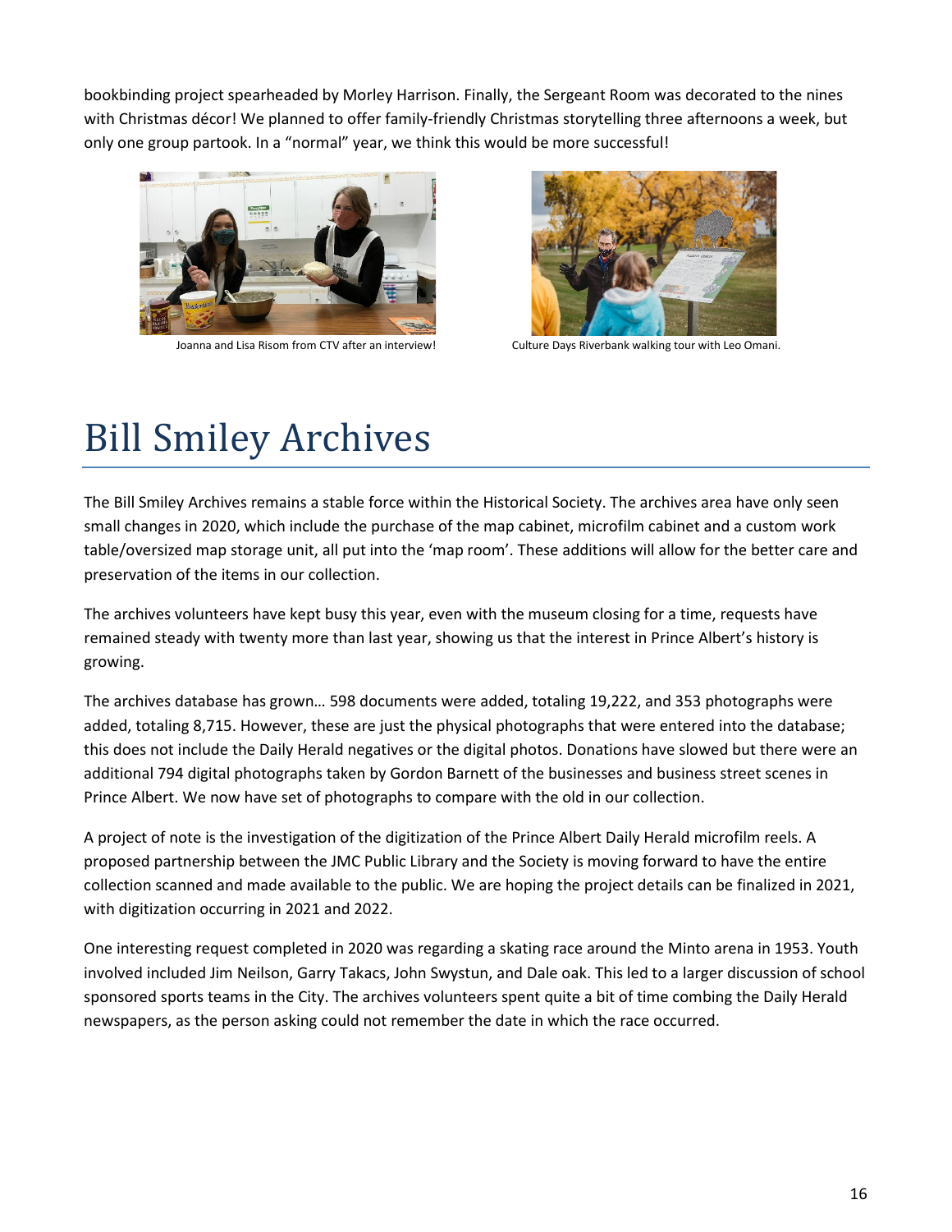bookbinding project spearheaded by Morley Harrison. Finally, the Sergeant Room was decorated to the nines with Christmas décor! We planned to offer family-friendly Christmas storytelling three afternoons a week, but only one group partook. In a "normal" year, we think this would be more successful!

Joanna and Lisa Risom from CTV after an interview!

Culture Days Riverbank walking tour with Leo Omani.

# Bill Smiley Archives

The Bill Smiley Archives remains a stable force within the Historical Society. The archives area have only seen small changes in 2020, which include the purchase of the map cabinet, microfilm cabinet and a custom work table/oversized map storage unit, all put into the 'map room'. These additions will allow for the better care and preservation of the items in our collection.

The archives volunteers have kept busy this year, even with the museum closing for a time, requests have remained steady with twenty more than last year, showing us that the interest in Prince Albert's history is growing.

The archives database has grown… 598 documents were added, totaling 19,222, and 353 photographs were added, totaling 8,715. However, these are just the physical photographs that were entered into the database; this does not include the Daily Herald negatives or the digital photos. Donations have slowed but there were an additional 794 digital photographs taken by Gordon Barnett of the businesses and business street scenes in Prince Albert. We now have set of photographs to compare with the old in our collection.

A project of note is the investigation of the digitization of the Prince Albert Daily Herald microfilm reels. A proposed partnership between the JMC Public Library and the Society is moving forward to have the entire collection scanned and made available to the public. We are hoping the project details can be finalized in 2021, with digitization occurring in 2021 and 2022.

One interesting request completed in 2020 was regarding a skating race around the Minto arena in 1953. Youth involved included Jim Neilson, Garry Takacs, John Swystun, and Dale oak. This led to a larger discussion of school sponsored sports teams in the City. The archives volunteers spent quite a bit of time combing the Daily Herald newspapers, as the person asking could not remember the date in which the race occurred.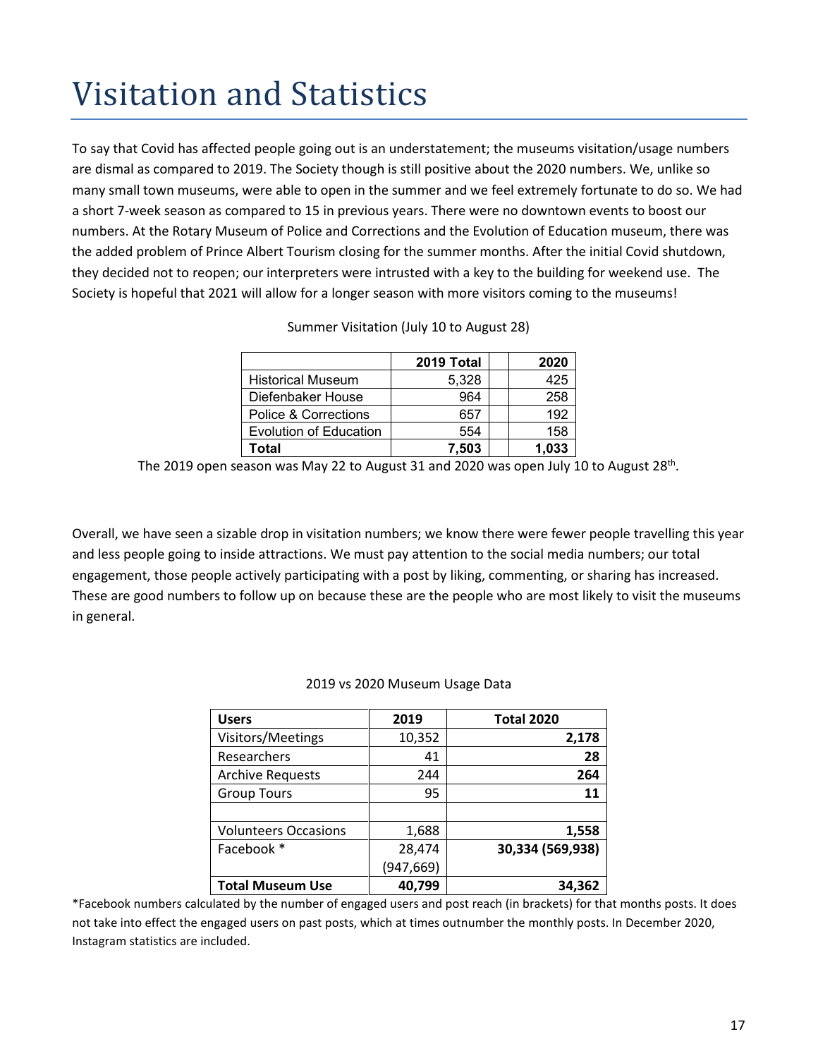# Visitation and Statistics

To say that Covid has affected people going out is an understatement; the museums visitation/usage numbers are dismal as compared to 2019. The Society though is still positive about the 2020 numbers. We, unlike so many small town museums, were able to open in the summer and we feel extremely fortunate to do so. We had a short 7-week season as compared to 15 in previous years. There were no downtown events to boost our numbers. At the Rotary Museum of Police and Corrections and the Evolution of Education museum, there was the added problem of Prince Albert Tourism closing for the summer months. After the initial Covid shutdown, they decided not to reopen; our interpreters were intrusted with a key to the building for weekend use. The Society is hopeful that 2021 will allow for a longer season with more visitors coming to the museums!

Summer Visitation (July 10 to August 28)

| | 2019 Total | | 2020 |
|---|---|---|---|
| Historical Museum | 5,328 | | 425 |
| Diefenbaker House | 964 | | 258 |
| Police & Corrections | 657 | | 192 |
| Evolution of Education | 554 | | 158 |
| **Total** | **7,503** | | **1,033** |

The 2019 open season was May 22 to August 31 and 2020 was open July 10 to August 28th.

Overall, we have seen a sizable drop in visitation numbers; we know there were fewer people travelling this year and less people going to inside attractions. We must pay attention to the social media numbers; our total engagement, those people actively participating with a post by liking, commenting, or sharing has increased. These are good numbers to follow up on because these are the people who are most likely to visit the museums in general.

2019 vs 2020 Museum Usage Data

| **Users** | **2019** | **Total 2020** |
|---|---|---|
| Visitors/Meetings | 10,352 | **2,178** |
| Researchers | 41 | **28** |
| Archive Requests | 244 | **264** |
| Group Tours | 95 | **11** |
| | | |
| Volunteers Occasions | 1,688 | **1,558** |
| Facebook * | 28,474 (947,669) | **30,334 (569,938)** |
| **Total Museum Use** | **40,799** | **34,362** |

*Facebook numbers calculated by the number of engaged users and post reach (in brackets) for that months posts. It does not take into effect the engaged users on past posts, which at times outnumber the monthly posts. In December 2020, Instagram statistics are included.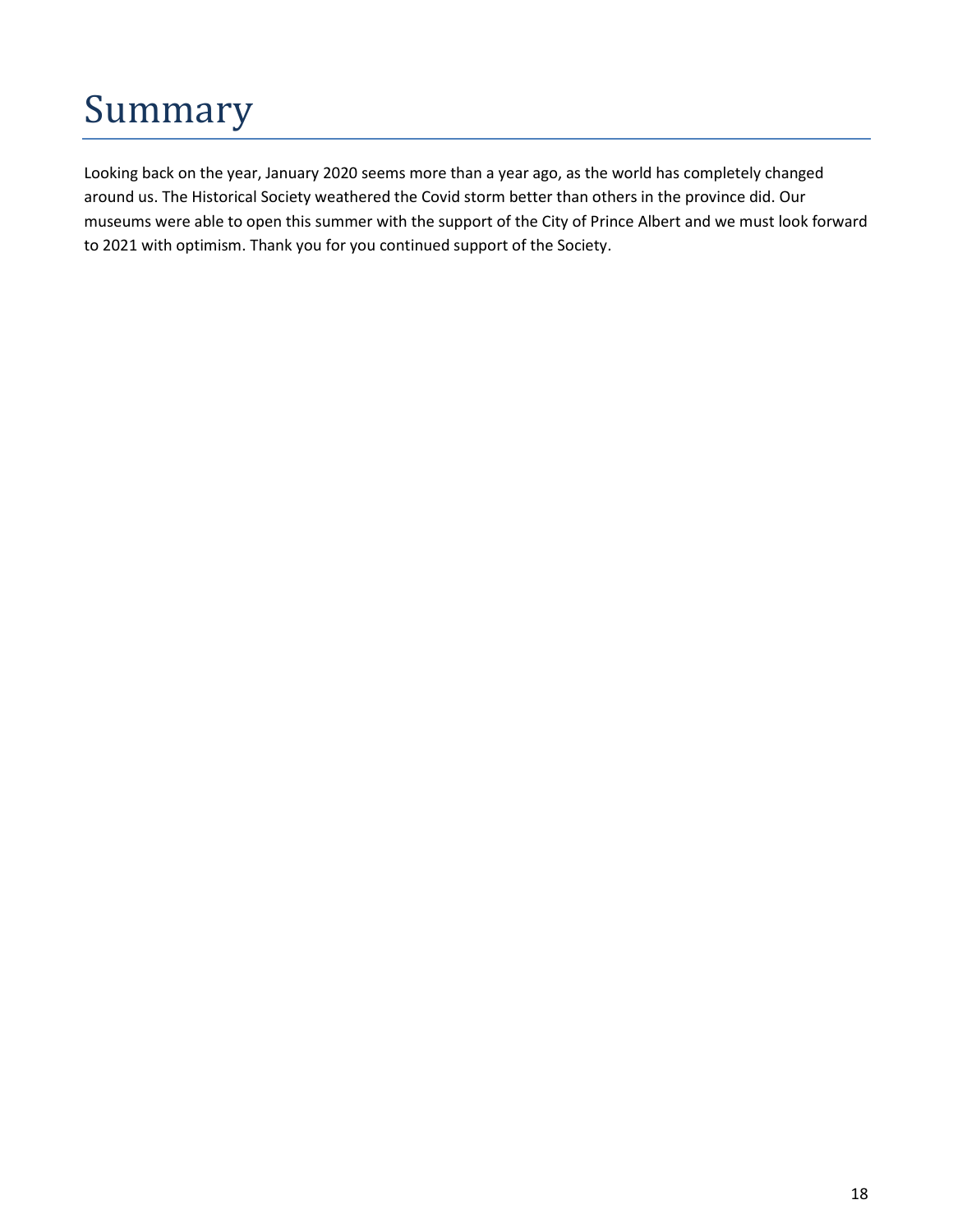# Summary

Looking back on the year, January 2020 seems more than a year ago, as the world has completely changed around us. The Historical Society weathered the Covid storm better than others in the province did. Our museums were able to open this summer with the support of the City of Prince Albert and we must look forward to 2021 with optimism. Thank you for you continued support of the Society.